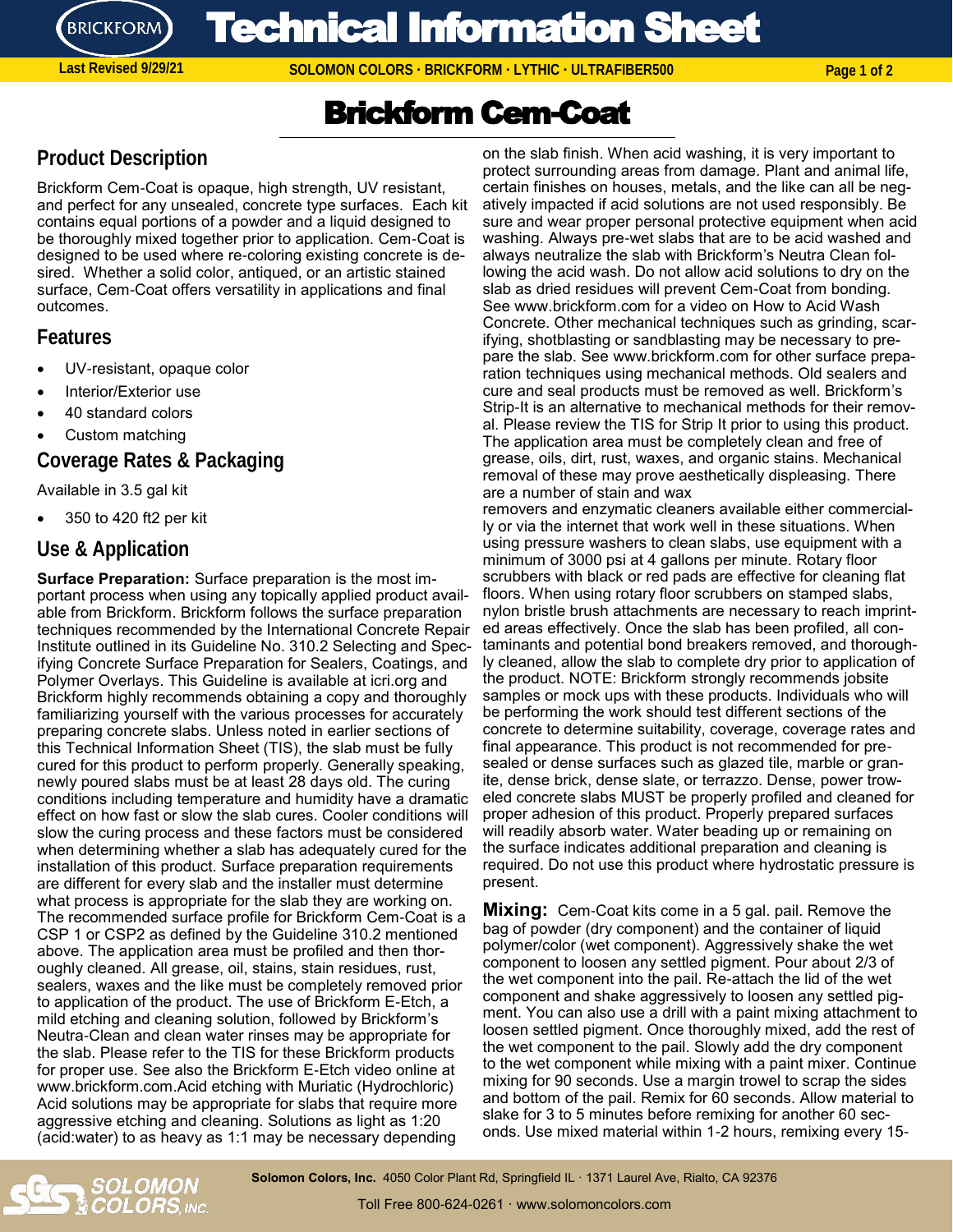# Brickform Cem-Coat

## Product Description

Brickform Cem-Coat is opaque, high strength, UV resistant, and perfect for any unsealed, concrete type surfaces. Each kit contains equal portions of a powder and a liquid designed to be thoroughly mixed together prior to application. Cem-Coat is designed to be used where re-coloring existing concrete is desired. Whether a solid color, antiqued, or an artistic stained surface, Cem-Coat offers versatility in applications and final outcomes.

## Features

- UV-resistant, opaque color
- Interior/Exterior use
- 40 standard colors
- Custom matching

## Coverage Rates & Packaging

Available in 3.5 gal kit

- 350 to 420 ft2 per kit

## Use & Application

**Surface Preparation:** Surface preparation is the most important process when using any topically applied product available from Brickform. Brickform follows the surface preparation techniques recommended by the International Concrete Repair Institute outlined in its Guideline No. 310.2 Selecting and Specifying Concrete Surface Preparation for Sealers, Coatings, and Polymer Overlays. This Guideline is available at icri.org and Brickform highly recommends obtaining a copy and thoroughly familiarizing yourself with the various processes for accurately preparing concrete slabs. Unless noted in earlier sections of this Technical Information Sheet (TIS), the slab must be fully cured for this product to perform properly. Generally speaking, newly poured slabs must be at least 28 days old. The curing conditions including temperature and humidity have a dramatic effect on how fast or slow the slab cures. Cooler conditions will slow the curing process and these factors must be considered when determining whether a slab has adequately cured for the installation of this product. Surface preparation requirements are different for every slab and the installer must determine what process is appropriate for the slab they are working on. The recommended surface profile for Brickform Cem-Coat is a CSP 1 or CSP2 as defined by the Guideline 310.2 mentioned above. The application area must be profiled and then thoroughly cleaned. All grease, oil, stains, stain residues, rust, sealers, waxes and the like must be completely removed prior to application of the product. The use of Brickform E-Etch, a mild etching and cleaning solution, followed by Brickform's Neutra-Clean and clean water rinses may be appropriate for the slab. Please refer to the TIS for these Brickform products for proper use. See also the Brickform E-Etch video online at www.brickform.com.Acid etching with Muriatic (Hydrochloric) Acid solutions may be appropriate for slabs that require more aggressive etching and cleaning. Solutions as light as 1:20 (acid:water) to as heavy as 1:1 may be necessary depending on the slab finish. When acid washing, it is very important to protect surrounding areas from damage. Plant and animal life, certain finishes on houses, metals, and the like can all be negatively impacted if acid solutions are not used responsibly. Be sure and wear proper personal protective equipment when acid washing. Always pre-wet slabs that are to be acid washed and always neutralize the slab with Brickform's Neutra Clean following the acid wash. Do not allow acid solutions to dry on the slab as dried residues will prevent Cem-Coat from bonding. See www.brickform.com for a video on How to Acid Wash Concrete. Other mechanical techniques such as grinding, scarifying, shotblasting or sandblasting may be necessary to prepare the slab. See www.brickform.com for other surface preparation techniques using mechanical methods. Old sealers and cure and seal products must be removed as well. Brickform's Strip-It is an alternative to mechanical methods for their removal. Please review the TIS for Strip It prior to using this product. The application area must be completely clean and free of grease, oils, dirt, rust, waxes, and organic stains. Mechanical removal of these may prove aesthetically displeasing. There are a number of stain and wax removers and enzymatic cleaners available either commercially or via the internet that work well in these situations. When using pressure washers to clean slabs, use equipment with a minimum of 3000 psi at 4 gallons per minute. Rotary floor scrubbers with black or red pads are effective for cleaning flat floors. When using rotary floor scrubbers on stamped slabs, nylon bristle brush attachments are necessary to reach imprinted areas effectively. Once the slab has been profiled, all contaminants and potential bond breakers removed, and thoroughly cleaned, allow the slab to complete dry prior to application of the product. NOTE: Brickform strongly recommends jobsite samples or mock ups with these products. Individuals who will be performing the work should test different sections of the concrete to determine suitability, coverage, coverage rates and final appearance. This product is not recommended for pre-sealed or dense surfaces such as glazed tile, marble or granite, dense brick, dense slate, or terrazzo. Dense, power troweled concrete slabs MUST be properly profiled and cleaned for proper adhesion of this product. Properly prepared surfaces will readily absorb water. Water beading up or remaining on the surface indicates additional preparation and cleaning is required. Do not use this product where hydrostatic pressure is present.

**Mixing:** Cem-Coat kits come in a 5 gal. pail. Remove the bag of powder (dry component) and the container of liquid polymer/color (wet component). Aggressively shake the wet component to loosen any settled pigment. Pour about 2/3 of the wet component into the pail. Re-attach the lid of the wet component and shake aggressively to loosen any settled pigment. You can also use a drill with a paint mixing attachment to loosen settled pigment. Once thoroughly mixed, add the rest of the wet component to the pail. Slowly add the dry component to the wet component while mixing with a paint mixer. Continue mixing for 90 seconds. Use a margin trowel to scrap the sides and bottom of the pail. Remix for 60 seconds. Allow material to slake for 3 to 5 minutes before remixing for another 60 seconds. Use mixed material within 1-2 hours, remixing every 15-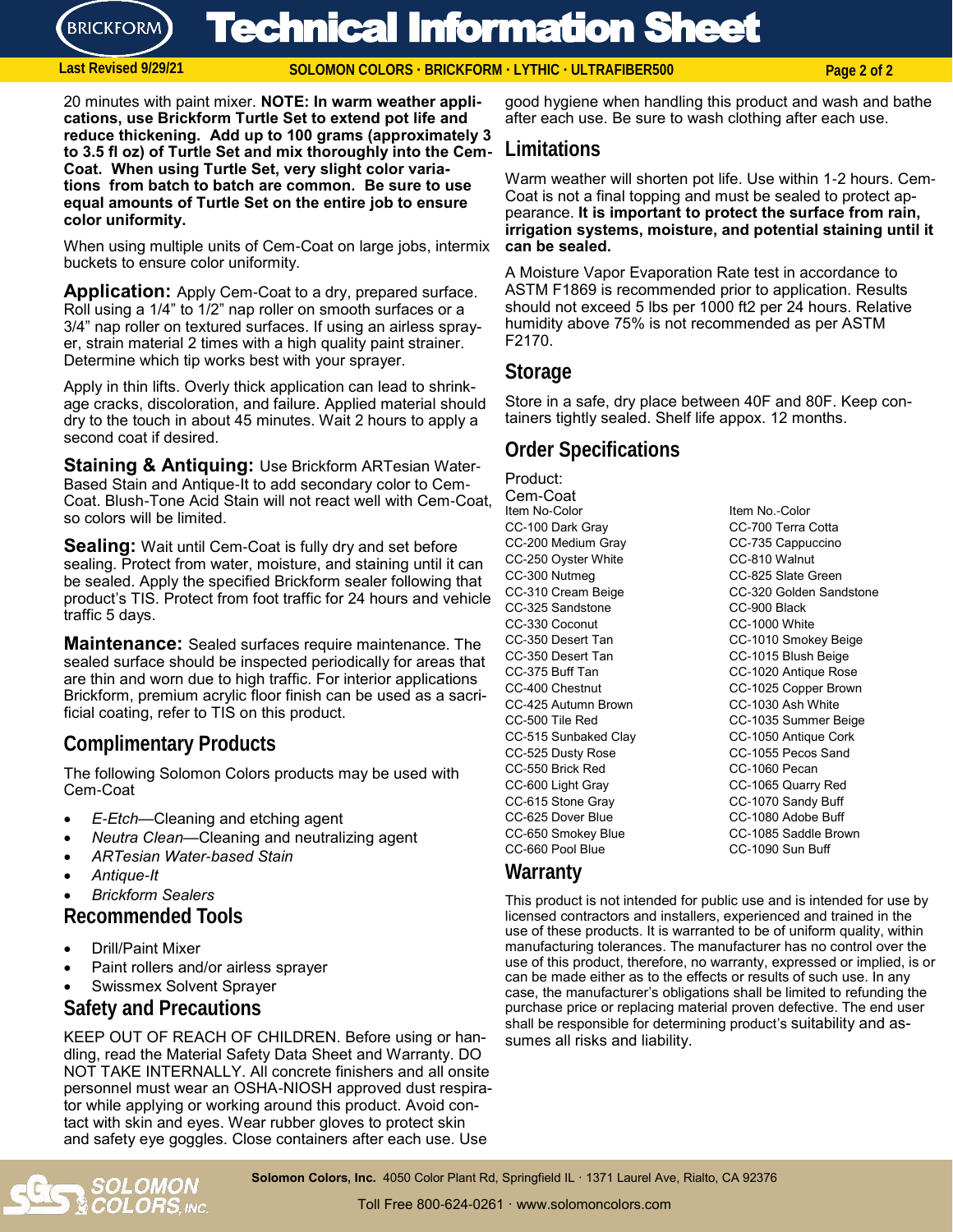20 minutes with paint mixer. **NOTE: In warm weather applications, use Brickform Turtle Set to extend pot life and reduce thickening. Add up to 100 grams (approximately 3 to 3.5 fl oz) of Turtle Set and mix thoroughly into the Cem-Coat. When using Turtle Set, very slight color variations from batch to batch are common. Be sure to use equal amounts of Turtle Set on the entire job to ensure color uniformity.**

When using multiple units of Cem-Coat on large jobs, intermix buckets to ensure color uniformity.

**Application:** Apply Cem-Coat to a dry, prepared surface. Roll using a 1/4" to 1/2" nap roller on smooth surfaces or a 3/4" nap roller on textured surfaces. If using an airless sprayer, strain material 2 times with a high quality paint strainer. Determine which tip works best with your sprayer.

Apply in thin lifts. Overly thick application can lead to shrinkage cracks, discoloration, and failure. Applied material should dry to the touch in about 45 minutes. Wait 2 hours to apply a second coat if desired.

**Staining & Antiquing:** Use Brickform ARTesian Water-Based Stain and Antique-It to add secondary color to Cem-Coat. Blush-Tone Acid Stain will not react well with Cem-Coat, so colors will be limited.

**Sealing:** Wait until Cem-Coat is fully dry and set before sealing. Protect from water, moisture, and staining until it can be sealed. Apply the specified Brickform sealer following that product's TIS. Protect from foot traffic for 24 hours and vehicle traffic 5 days.

**Maintenance:** Sealed surfaces require maintenance. The sealed surface should be inspected periodically for areas that are thin and worn due to high traffic. For interior applications Brickform, premium acrylic floor finish can be used as a sacrificial coating, refer to TIS on this product.

## Complimentary Products

The following Solomon Colors products may be used with Cem-Coat

- *E-Etch*—Cleaning and etching agent
- *Neutra Clean*—Cleaning and neutralizing agent
- *ARTesian Water-based Stain*
- *Antique-It*
- *Brickform Sealers*

## Recommended Tools

- Drill/Paint Mixer
- Paint rollers and/or airless sprayer
- Swissmex Solvent Sprayer

## Safety and Precautions

KEEP OUT OF REACH OF CHILDREN. Before using or handling, read the Material Safety Data Sheet and Warranty. DO NOT TAKE INTERNALLY. All concrete finishers and all onsite personnel must wear an OSHA-NIOSH approved dust respirator while applying or working around this product. Avoid contact with skin and eyes. Wear rubber gloves to protect skin and safety eye goggles. Close containers after each use. Use good hygiene when handling this product and wash and bathe after each use. Be sure to wash clothing after each use.

## Limitations

Warm weather will shorten pot life. Use within 1-2 hours. Cem-Coat is not a final topping and must be sealed to protect appearance. **It is important to protect the surface from rain, irrigation systems, moisture, and potential staining until it can be sealed.**

A Moisture Vapor Evaporation Rate test in accordance to ASTM F1869 is recommended prior to application. Results should not exceed 5 lbs per 1000 ft2 per 24 hours. Relative humidity above 75% is not recommended as per ASTM F2170.

## Storage

Store in a safe, dry place between 40F and 80F. Keep containers tightly sealed. Shelf life appox. 12 months.

## Order Specifications

Product:
Cem-Coat

| Item No-Color | Item No.-Color |
|---|---|
| CC-100 Dark Gray | CC-700 Terra Cotta |
| CC-200 Medium Gray | CC-735 Cappuccino |
| CC-250 Oyster White | CC-810 Walnut |
| CC-300 Nutmeg | CC-825 Slate Green |
| CC-310 Cream Beige | CC-320 Golden Sandstone |
| CC-325 Sandstone | CC-900 Black |
| CC-330 Coconut | CC-1000 White |
| CC-350 Desert Tan | CC-1010 Smokey Beige |
| CC-350 Desert Tan | CC-1015 Blush Beige |
| CC-375 Buff Tan | CC-1020 Antique Rose |
| CC-400 Chestnut | CC-1025 Copper Brown |
| CC-425 Autumn Brown | CC-1030 Ash White |
| CC-500 Tile Red | CC-1035 Summer Beige |
| CC-515 Sunbaked Clay | CC-1050 Antique Cork |
| CC-525 Dusty Rose | CC-1055 Pecos Sand |
| CC-550 Brick Red | CC-1060 Pecan |
| CC-600 Light Gray | CC-1065 Quarry Red |
| CC-615 Stone Gray | CC-1070 Sandy Buff |
| CC-625 Dover Blue | CC-1080 Adobe Buff |
| CC-650 Smokey Blue | CC-1085 Saddle Brown |
| CC-660 Pool Blue | CC-1090 Sun Buff |

## Warranty

This product is not intended for public use and is intended for use by licensed contractors and installers, experienced and trained in the use of these products. It is warranted to be of uniform quality, within manufacturing tolerances. The manufacturer has no control over the use of this product, therefore, no warranty, expressed or implied, is or can be made either as to the effects or results of such use. In any case, the manufacturer's obligations shall be limited to refunding the purchase price or replacing material proven defective. The end user shall be responsible for determining product's suitability and assumes all risks and liability.

**Solomon Colors, Inc.** 4050 Color Plant Rd, Springfield IL · 1371 Laurel Ave, Rialto, CA 92376

Toll Free 800-624-0261 · www.solomoncolors.com